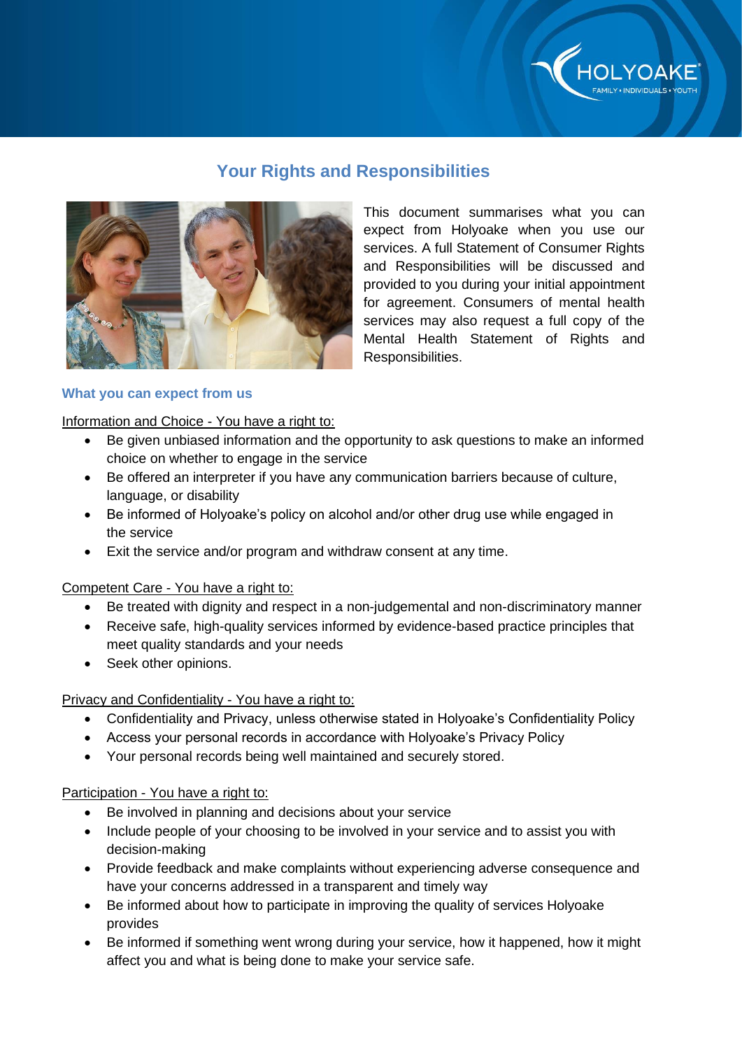# Your Rights and Responsibilities

This document summarises what you can expect from Holyoake when you use our services. A full Statement of Consumer Rights and Responsibilities will be discussed and provided to you during your initial appointment for agreement. Consumers of mental health services may also request a full copy of the Mental Health Statement of Rights and Responsibilities.

## What you can expect from us

Information and Choice - You have a right to:

- Be given unbiased information and the opportunity to ask questions to make an informed choice on whether to engage in the service
- Be offered an interpreter if you have any communication barriers because of culture, language, or disability
- Be informed of Holyoake's policy on alcohol and/or other drug use while engaged in the service
- Exit the service and/or program and withdraw consent at any time.

Competent Care - You have a right to:

- Be treated with dignity and respect in a non-judgemental and non-discriminatory manner
- Receive safe, high-quality services informed by evidence-based practice principles that meet quality standards and your needs
- Seek other opinions.

Privacy and Confidentiality - You have a right to:

- Confidentiality and Privacy, unless otherwise stated in Holyoake's Confidentiality Policy
- Access your personal records in accordance with Holyoake's Privacy Policy
- Your personal records being well maintained and securely stored.

Participation - You have a right to:

- Be involved in planning and decisions about your service
- Include people of your choosing to be involved in your service and to assist you with decision-making
- Provide feedback and make complaints without experiencing adverse consequence and have your concerns addressed in a transparent and timely way
- Be informed about how to participate in improving the quality of services Holyoake provides
- Be informed if something went wrong during your service, how it happened, how it might affect you and what is being done to make your service safe.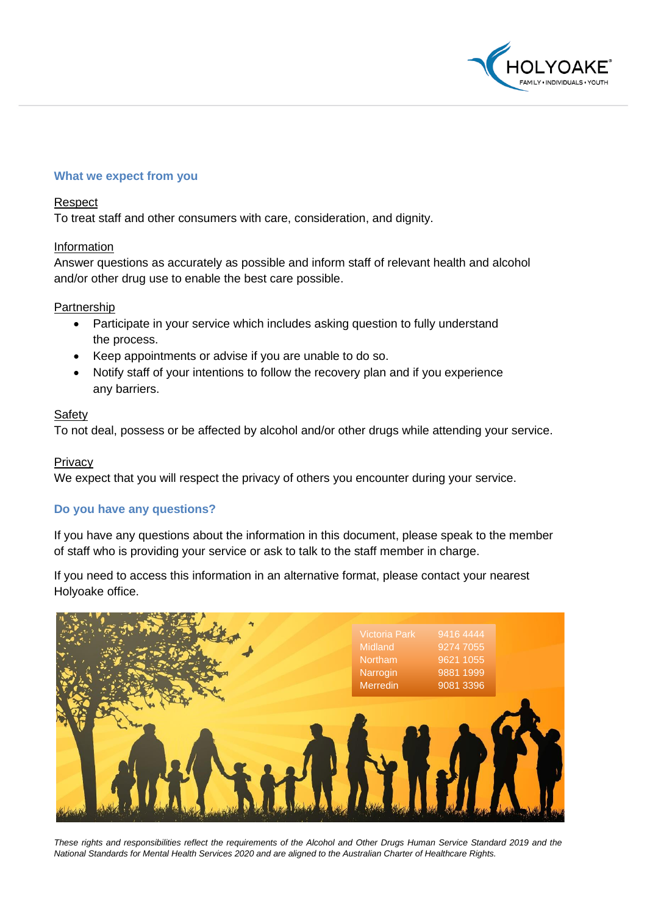## What we expect from you

Respect

To treat staff and other consumers with care, consideration, and dignity.

Information

Answer questions as accurately as possible and inform staff of relevant health and alcohol and/or other drug use to enable the best care possible.

Partnership

- Participate in your service which includes asking question to fully understand the process.
- Keep appointments or advise if you are unable to do so.
- Notify staff of your intentions to follow the recovery plan and if you experience any barriers.

Safety

To not deal, possess or be affected by alcohol and/or other drugs while attending your service.

Privacy

We expect that you will respect the privacy of others you encounter during your service.

## Do you have any questions?

If you have any questions about the information in this document, please speak to the member of staff who is providing your service or ask to talk to the staff member in charge.

If you need to access this information in an alternative format, please contact your nearest Holyoake office.

| | |
|---|---|
| Victoria Park | 9416 4444 |
| Midland | 9274 7055 |
| Northam | 9621 1055 |
| Narrogin | 9881 1999 |
| Merredin | 9081 3396 |

*These rights and responsibilities reflect the requirements of the Alcohol and Other Drugs Human Service Standard 2019 and the National Standards for Mental Health Services 2020 and are aligned to the Australian Charter of Healthcare Rights.*